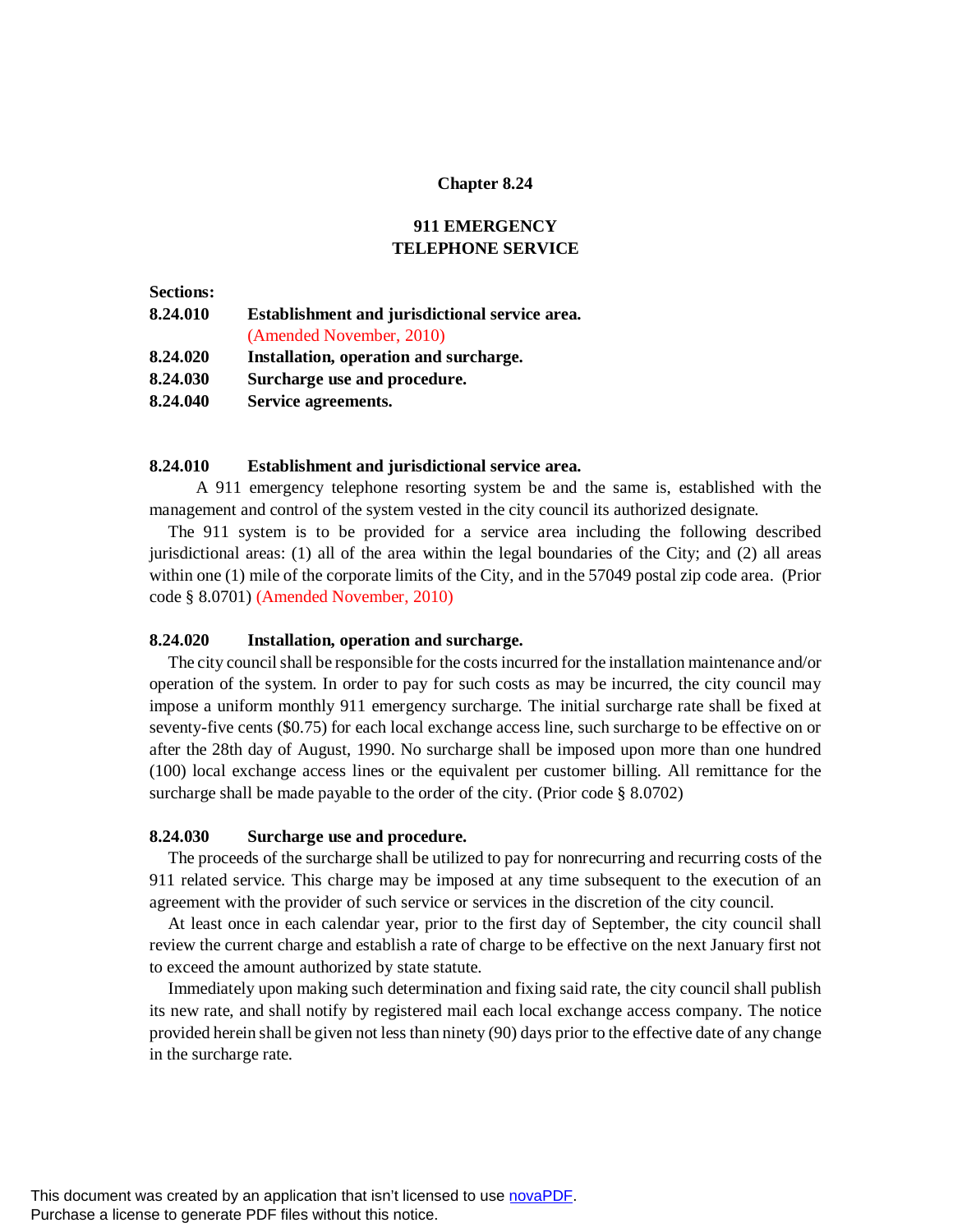# Chapter 8.24

## 911 EMERGENCY TELEPHONE SERVICE

**Sections:**

**8.24.010** **Establishment and jurisdictional service area.** (Amended November, 2010)
**8.24.020** **Installation, operation and surcharge.**
**8.24.030** **Surcharge use and procedure.**
**8.24.040** **Service agreements.**

### 8.24.010 Establishment and jurisdictional service area.

A 911 emergency telephone resorting system be and the same is, established with the management and control of the system vested in the city council its authorized designate.

The 911 system is to be provided for a service area including the following described jurisdictional areas: (1) all of the area within the legal boundaries of the City; and (2) all areas within one (1) mile of the corporate limits of the City, and in the 57049 postal zip code area. (Prior code § 8.0701) (Amended November, 2010)

### 8.24.020 Installation, operation and surcharge.

The city council shall be responsible for the costs incurred for the installation maintenance and/or operation of the system. In order to pay for such costs as may be incurred, the city council may impose a uniform monthly 911 emergency surcharge. The initial surcharge rate shall be fixed at seventy-five cents ($0.75) for each local exchange access line, such surcharge to be effective on or after the 28th day of August, 1990. No surcharge shall be imposed upon more than one hundred (100) local exchange access lines or the equivalent per customer billing. All remittance for the surcharge shall be made payable to the order of the city. (Prior code § 8.0702)

### 8.24.030 Surcharge use and procedure.

The proceeds of the surcharge shall be utilized to pay for nonrecurring and recurring costs of the 911 related service. This charge may be imposed at any time subsequent to the execution of an agreement with the provider of such service or services in the discretion of the city council.

At least once in each calendar year, prior to the first day of September, the city council shall review the current charge and establish a rate of charge to be effective on the next January first not to exceed the amount authorized by state statute.

Immediately upon making such determination and fixing said rate, the city council shall publish its new rate, and shall notify by registered mail each local exchange access company. The notice provided herein shall be given not less than ninety (90) days prior to the effective date of any change in the surcharge rate.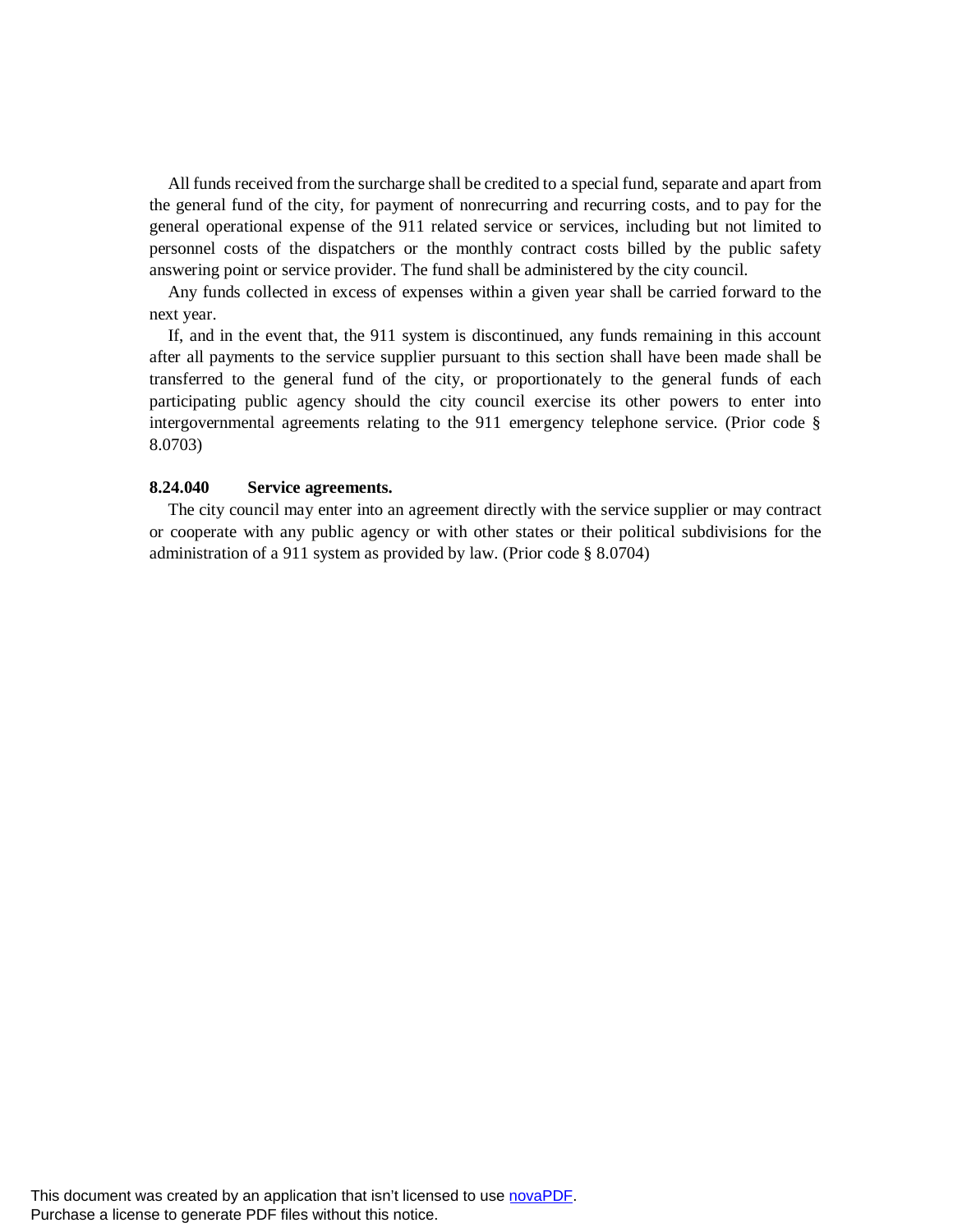All funds received from the surcharge shall be credited to a special fund, separate and apart from the general fund of the city, for payment of nonrecurring and recurring costs, and to pay for the general operational expense of the 911 related service or services, including but not limited to personnel costs of the dispatchers or the monthly contract costs billed by the public safety answering point or service provider. The fund shall be administered by the city council.

Any funds collected in excess of expenses within a given year shall be carried forward to the next year.

If, and in the event that, the 911 system is discontinued, any funds remaining in this account after all payments to the service supplier pursuant to this section shall have been made shall be transferred to the general fund of the city, or proportionately to the general funds of each participating public agency should the city council exercise its other powers to enter into intergovernmental agreements relating to the 911 emergency telephone service. (Prior code § 8.0703)

**8.24.040 Service agreements.**

The city council may enter into an agreement directly with the service supplier or may contract or cooperate with any public agency or with other states or their political subdivisions for the administration of a 911 system as provided by law. (Prior code § 8.0704)

This document was created by an application that isn't licensed to use novaPDF.
Purchase a license to generate PDF files without this notice.